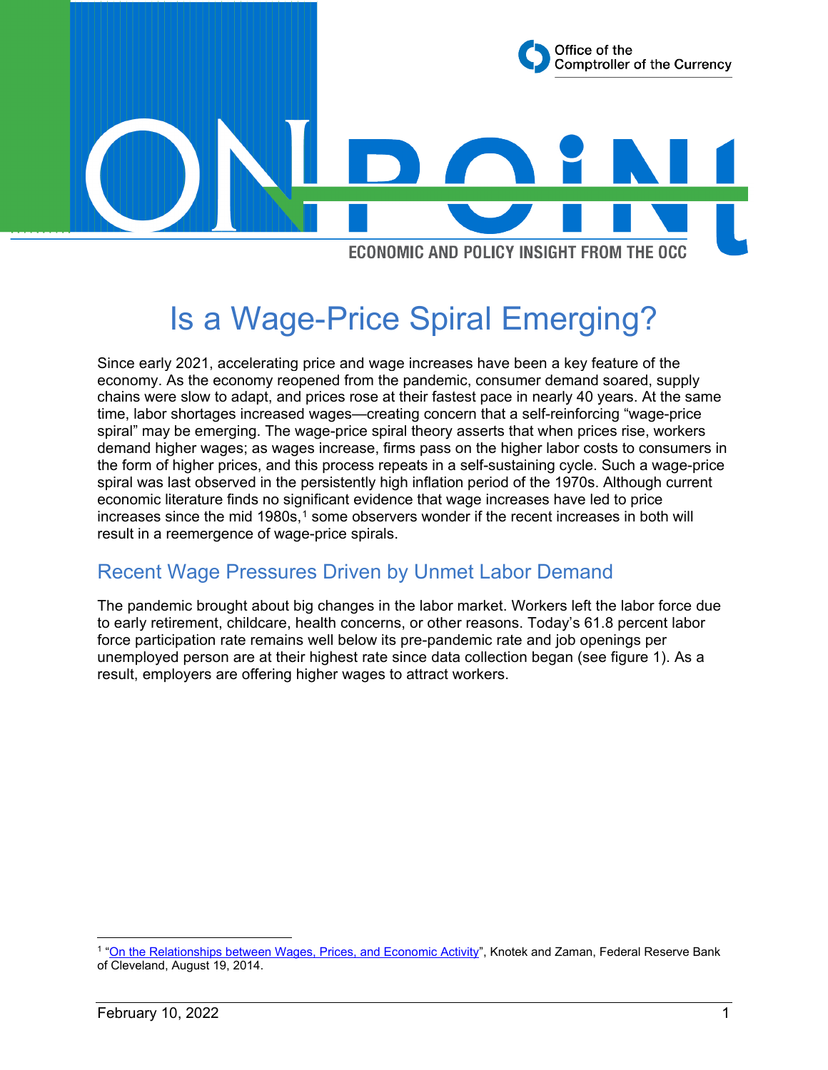Office of the Comptroller of the Currency

ON POINT

ECONOMIC AND POLICY INSIGHT FROM THE OCC

# Is a Wage-Price Spiral Emerging?

Since early 2021, accelerating price and wage increases have been a key feature of the economy. As the economy reopened from the pandemic, consumer demand soared, supply chains were slow to adapt, and prices rose at their fastest pace in nearly 40 years. At the same time, labor shortages increased wages—creating concern that a self-reinforcing "wage-price spiral" may be emerging. The wage-price spiral theory asserts that when prices rise, workers demand higher wages; as wages increase, firms pass on the higher labor costs to consumers in the form of higher prices, and this process repeats in a self-sustaining cycle. Such a wage-price spiral was last observed in the persistently high inflation period of the 1970s. Although current economic literature finds no significant evidence that wage increases have led to price increases since the mid 1980s,[1] some observers wonder if the recent increases in both will result in a reemergence of wage-price spirals.

## Recent Wage Pressures Driven by Unmet Labor Demand

The pandemic brought about big changes in the labor market. Workers left the labor force due to early retirement, childcare, health concerns, or other reasons. Today's 61.8 percent labor force participation rate remains well below its pre-pandemic rate and job openings per unemployed person are at their highest rate since data collection began (see figure 1). As a result, employers are offering higher wages to attract workers.

[1] "On the Relationships between Wages, Prices, and Economic Activity", Knotek and Zaman, Federal Reserve Bank of Cleveland, August 19, 2014.

February 10, 2022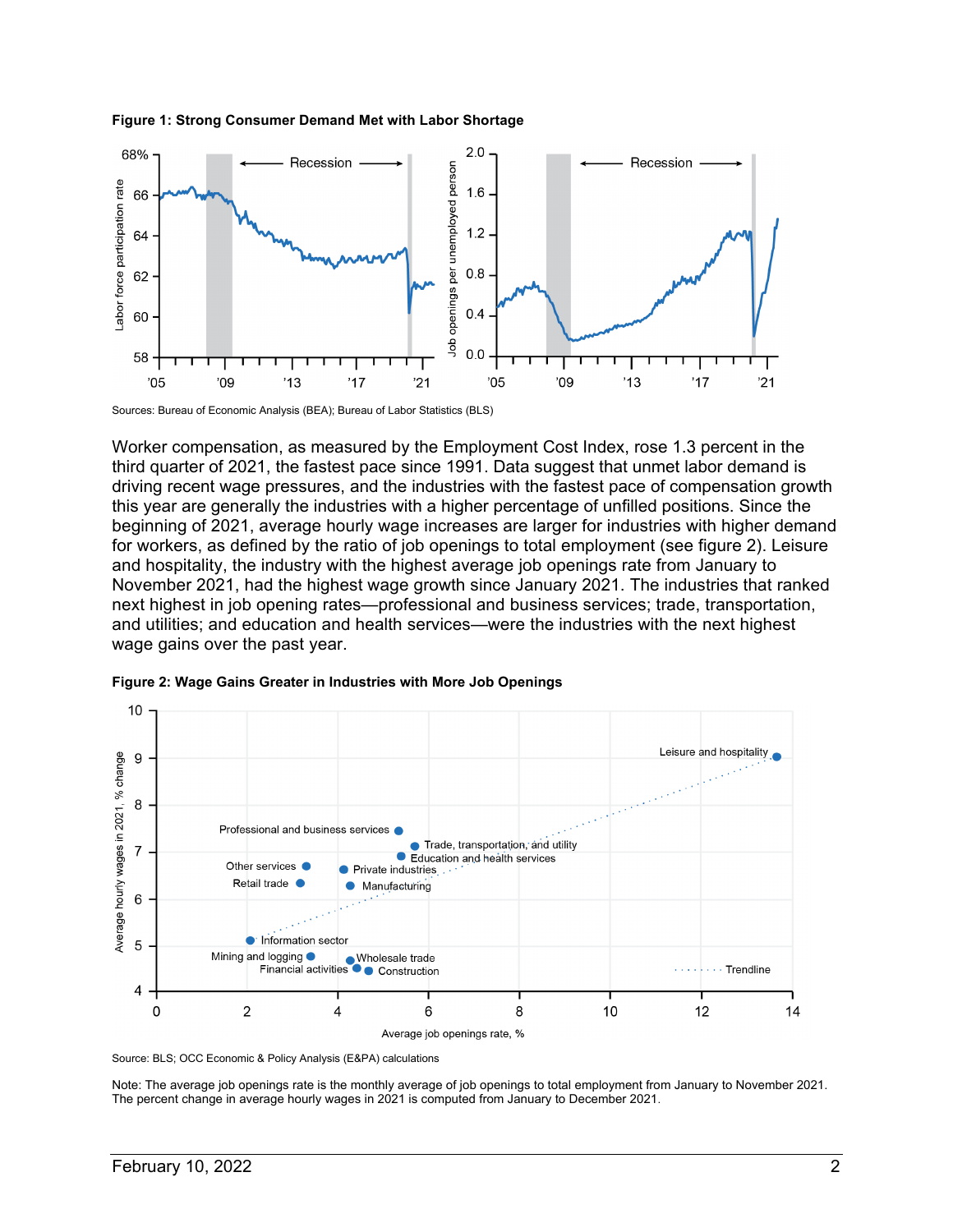**Figure 1: Strong Consumer Demand Met with Labor Shortage**

Sources: Bureau of Economic Analysis (BEA); Bureau of Labor Statistics (BLS)

Worker compensation, as measured by the Employment Cost Index, rose 1.3 percent in the third quarter of 2021, the fastest pace since 1991. Data suggest that unmet labor demand is driving recent wage pressures, and the industries with the fastest pace of compensation growth this year are generally the industries with a higher percentage of unfilled positions. Since the beginning of 2021, average hourly wage increases are larger for industries with higher demand for workers, as defined by the ratio of job openings to total employment (see figure 2). Leisure and hospitality, the industry with the highest average job openings rate from January to November 2021, had the highest wage growth since January 2021. The industries that ranked next highest in job opening rates—professional and business services; trade, transportation, and utilities; and education and health services—were the industries with the next highest wage gains over the past year.

**Figure 2: Wage Gains Greater in Industries with More Job Openings**

Source: BLS; OCC Economic & Policy Analysis (E&PA) calculations

Note: The average job openings rate is the monthly average of job openings to total employment from January to November 2021. The percent change in average hourly wages in 2021 is computed from January to December 2021.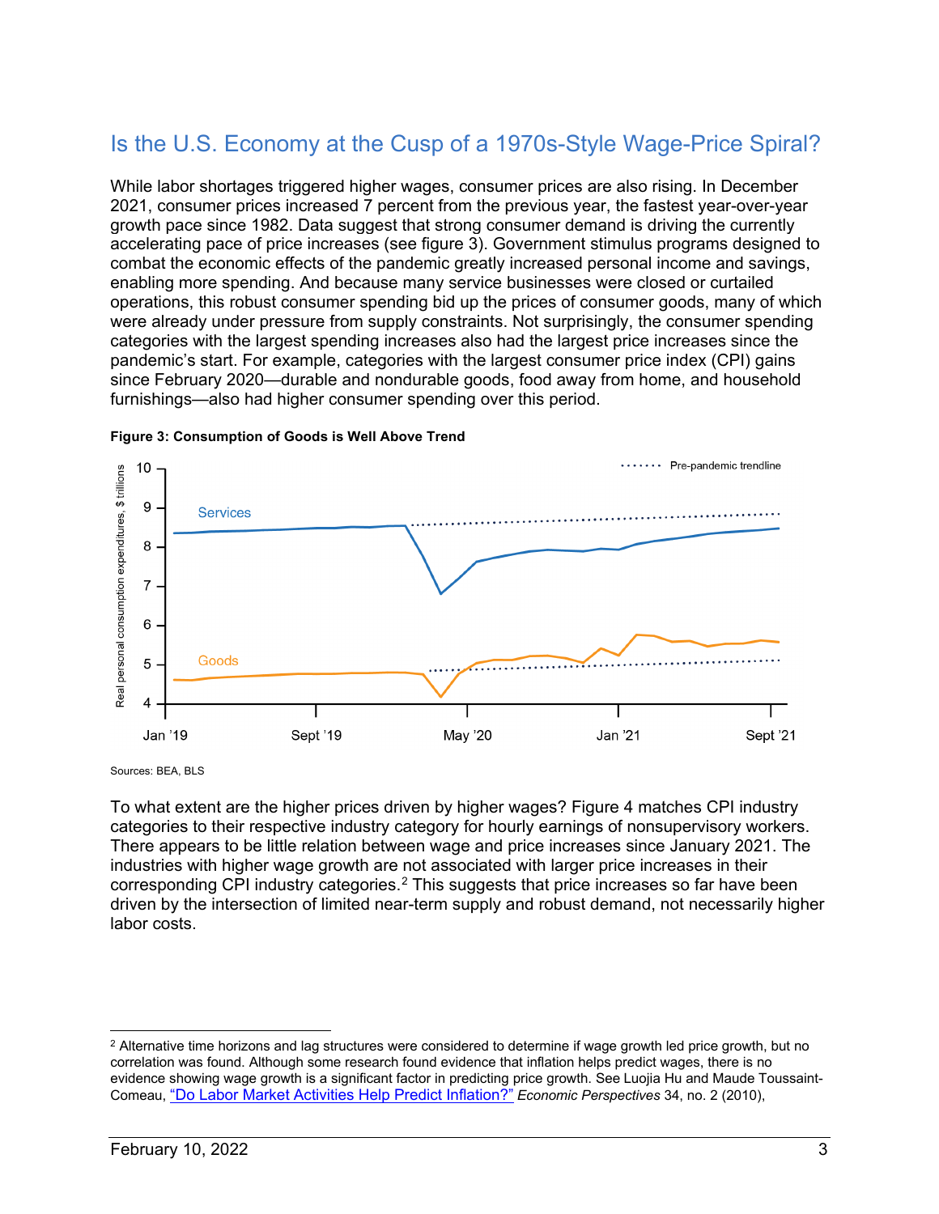## Is the U.S. Economy at the Cusp of a 1970s-Style Wage-Price Spiral?

While labor shortages triggered higher wages, consumer prices are also rising. In December 2021, consumer prices increased 7 percent from the previous year, the fastest year-over-year growth pace since 1982. Data suggest that strong consumer demand is driving the currently accelerating pace of price increases (see figure 3). Government stimulus programs designed to combat the economic effects of the pandemic greatly increased personal income and savings, enabling more spending. And because many service businesses were closed or curtailed operations, this robust consumer spending bid up the prices of consumer goods, many of which were already under pressure from supply constraints. Not surprisingly, the consumer spending categories with the largest spending increases also had the largest price increases since the pandemic's start. For example, categories with the largest consumer price index (CPI) gains since February 2020—durable and nondurable goods, food away from home, and household furnishings—also had higher consumer spending over this period.

**Figure 3: Consumption of Goods is Well Above Trend**

Pre-pandemic trendline

Real personal consumption expenditures, $ trillions

10
9
8
7
6
5
4

Services

Goods

Jan '19
Sept '19
May '20
Jan '21
Sept '21

Sources: BEA, BLS

To what extent are the higher prices driven by higher wages? Figure 4 matches CPI industry categories to their respective industry category for hourly earnings of nonsupervisory workers. There appears to be little relation between wage and price increases since January 2021. The industries with higher wage growth are not associated with larger price increases in their corresponding CPI industry categories.[2] This suggests that price increases so far have been driven by the intersection of limited near-term supply and robust demand, not necessarily higher labor costs.

---

[2] Alternative time horizons and lag structures were considered to determine if wage growth led price growth, but no correlation was found. Although some research found evidence that inflation helps predict wages, there is no evidence showing wage growth is a significant factor in predicting price growth. See Luojia Hu and Maude Toussaint-Comeau, "Do Labor Market Activities Help Predict Inflation?" *Economic Perspectives* 34, no. 2 (2010),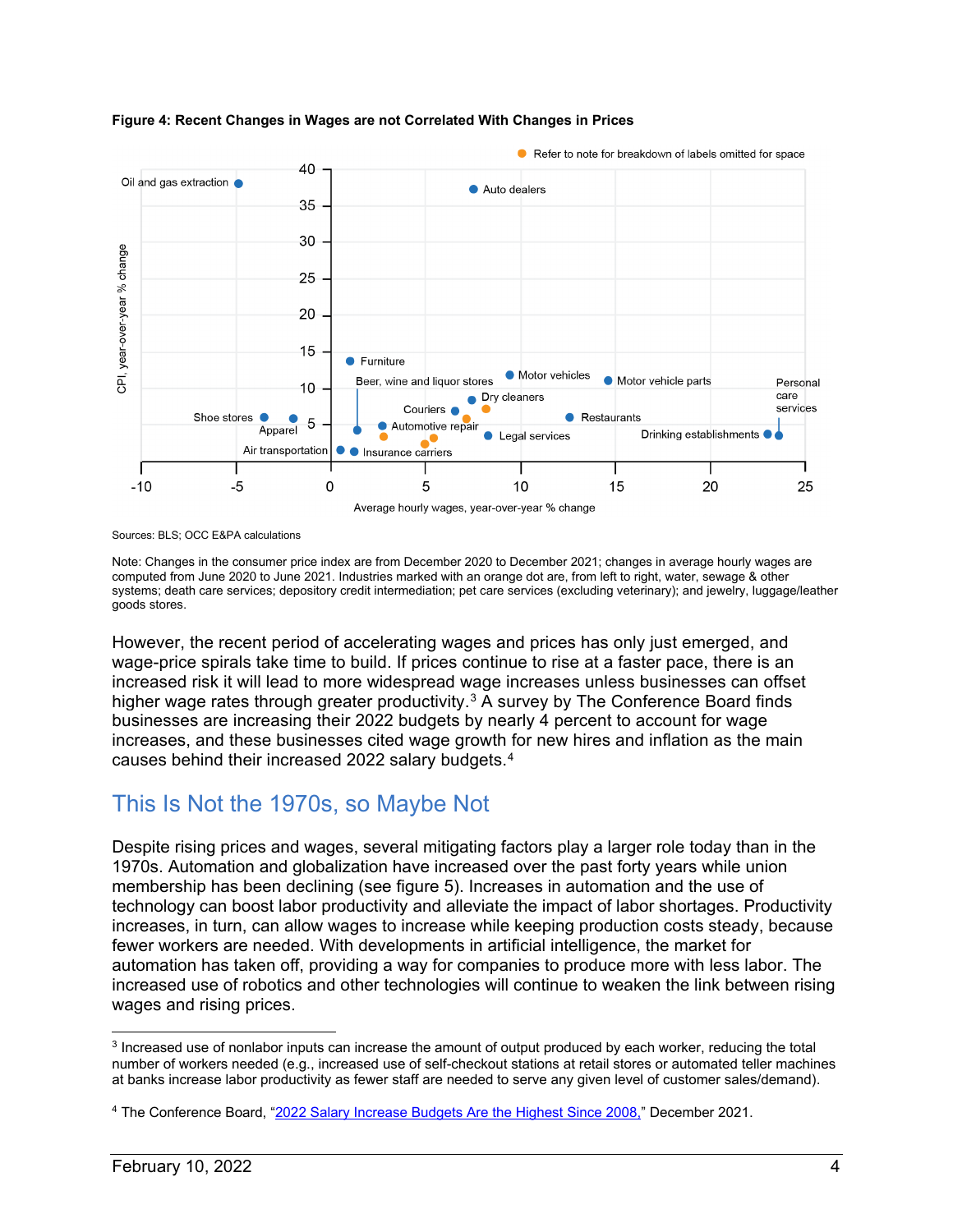**Figure 4: Recent Changes in Wages are not Correlated With Changes in Prices**

Refer to note for breakdown of labels omitted for space

CPI, year-over-year % change

40
35
30
25
20
15
10
5

Oil and gas extraction
Auto dealers
Furniture
Motor vehicles
Beer, wine and liquor stores
Motor vehicle parts
Personal care services
Dry cleaners
Couriers
Shoe stores
Restaurants
Apparel
Automotive repair
Legal services
Drinking establishments
Air transportation
Insurance carriers

-10
-5
0
5
10
15
20
25

Average hourly wages, year-over-year % change

Sources: BLS; OCC E&PA calculations

Note: Changes in the consumer price index are from December 2020 to December 2021; changes in average hourly wages are computed from June 2020 to June 2021. Industries marked with an orange dot are, from left to right, water, sewage & other systems; death care services; depository credit intermediation; pet care services (excluding veterinary); and jewelry, luggage/leather goods stores.

However, the recent period of accelerating wages and prices has only just emerged, and wage-price spirals take time to build. If prices continue to rise at a faster pace, there is an increased risk it will lead to more widespread wage increases unless businesses can offset higher wage rates through greater productivity.[3] A survey by The Conference Board finds businesses are increasing their 2022 budgets by nearly 4 percent to account for wage increases, and these businesses cited wage growth for new hires and inflation as the main causes behind their increased 2022 salary budgets.[4]

## This Is Not the 1970s, so Maybe Not

Despite rising prices and wages, several mitigating factors play a larger role today than in the 1970s. Automation and globalization have increased over the past forty years while union membership has been declining (see figure 5). Increases in automation and the use of technology can boost labor productivity and alleviate the impact of labor shortages. Productivity increases, in turn, can allow wages to increase while keeping production costs steady, because fewer workers are needed. With developments in artificial intelligence, the market for automation has taken off, providing a way for companies to produce more with less labor. The increased use of robotics and other technologies will continue to weaken the link between rising wages and rising prices.

---

[3] Increased use of nonlabor inputs can increase the amount of output produced by each worker, reducing the total number of workers needed (e.g., increased use of self-checkout stations at retail stores or automated teller machines at banks increase labor productivity as fewer staff are needed to serve any given level of customer sales/demand).

[4] The Conference Board, "2022 Salary Increase Budgets Are the Highest Since 2008," December 2021.

February 10, 2022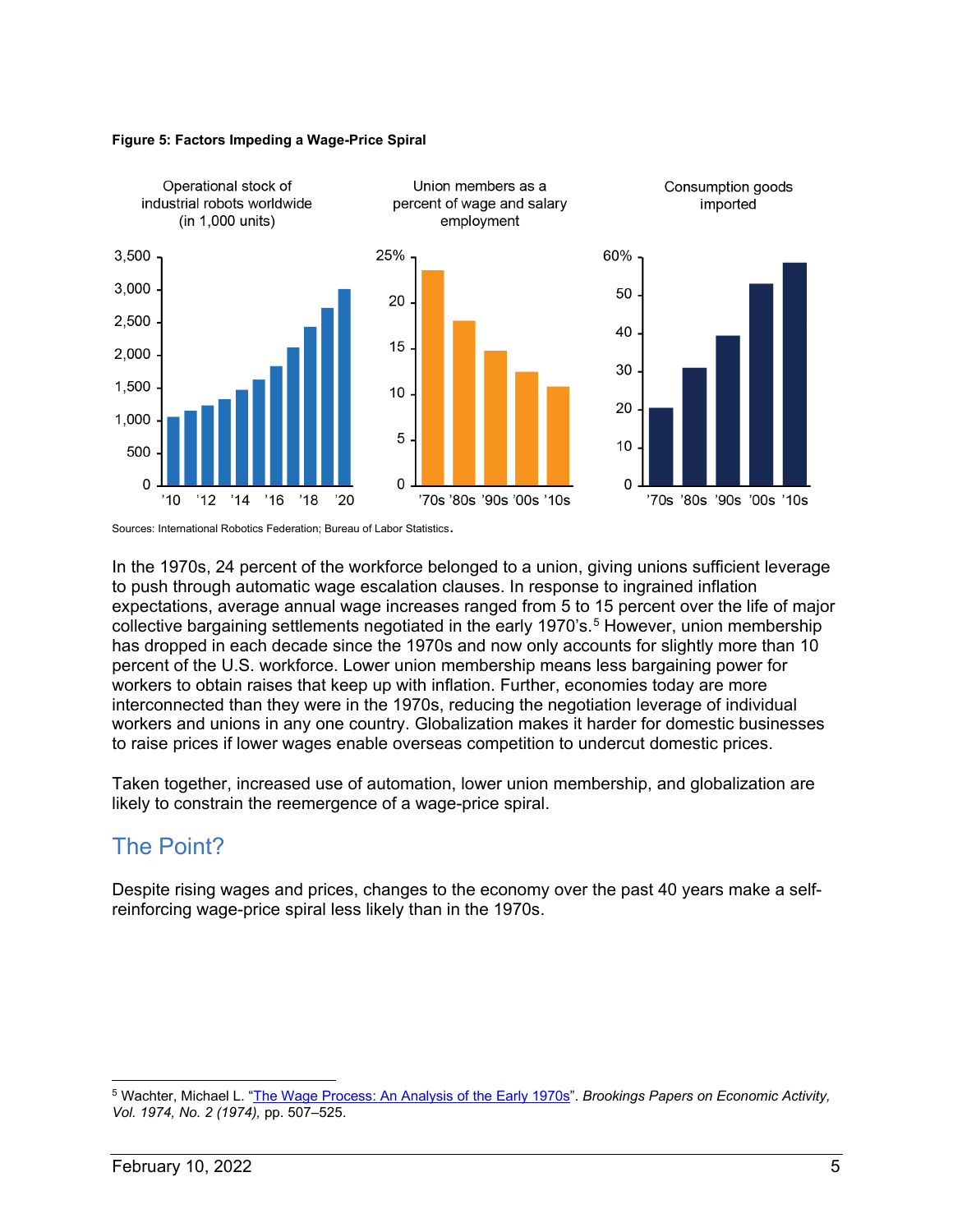**Figure 5: Factors Impeding a Wage-Price Spiral**

Operational stock of industrial robots worldwide (in 1,000 units)

3,500
3,000
2,500
2,000
1,500
1,000
500
0

'10 '12 '14 '16 '18 '20

Union members as a percent of wage and salary employment

25%
20
15
10
5
0

'70s '80s '90s '00s '10s

Consumption goods imported

60%
50
40
30
20
10
0

'70s '80s '90s '00s '10s

Sources: International Robotics Federation; Bureau of Labor Statistics.

In the 1970s, 24 percent of the workforce belonged to a union, giving unions sufficient leverage to push through automatic wage escalation clauses. In response to ingrained inflation expectations, average annual wage increases ranged from 5 to 15 percent over the life of major collective bargaining settlements negotiated in the early 1970's.[5] However, union membership has dropped in each decade since the 1970s and now only accounts for slightly more than 10 percent of the U.S. workforce. Lower union membership means less bargaining power for workers to obtain raises that keep up with inflation. Further, economies today are more interconnected than they were in the 1970s, reducing the negotiation leverage of individual workers and unions in any one country. Globalization makes it harder for domestic businesses to raise prices if lower wages enable overseas competition to undercut domestic prices.

Taken together, increased use of automation, lower union membership, and globalization are likely to constrain the reemergence of a wage-price spiral.

## The Point?

Despite rising wages and prices, changes to the economy over the past 40 years make a self-reinforcing wage-price spiral less likely than in the 1970s.

---

[5] Wachter, Michael L. "The Wage Process: An Analysis of the Early 1970s". *Brookings Papers on Economic Activity, Vol. 1974, No. 2 (1974),* pp. 507–525.

February 10, 2022